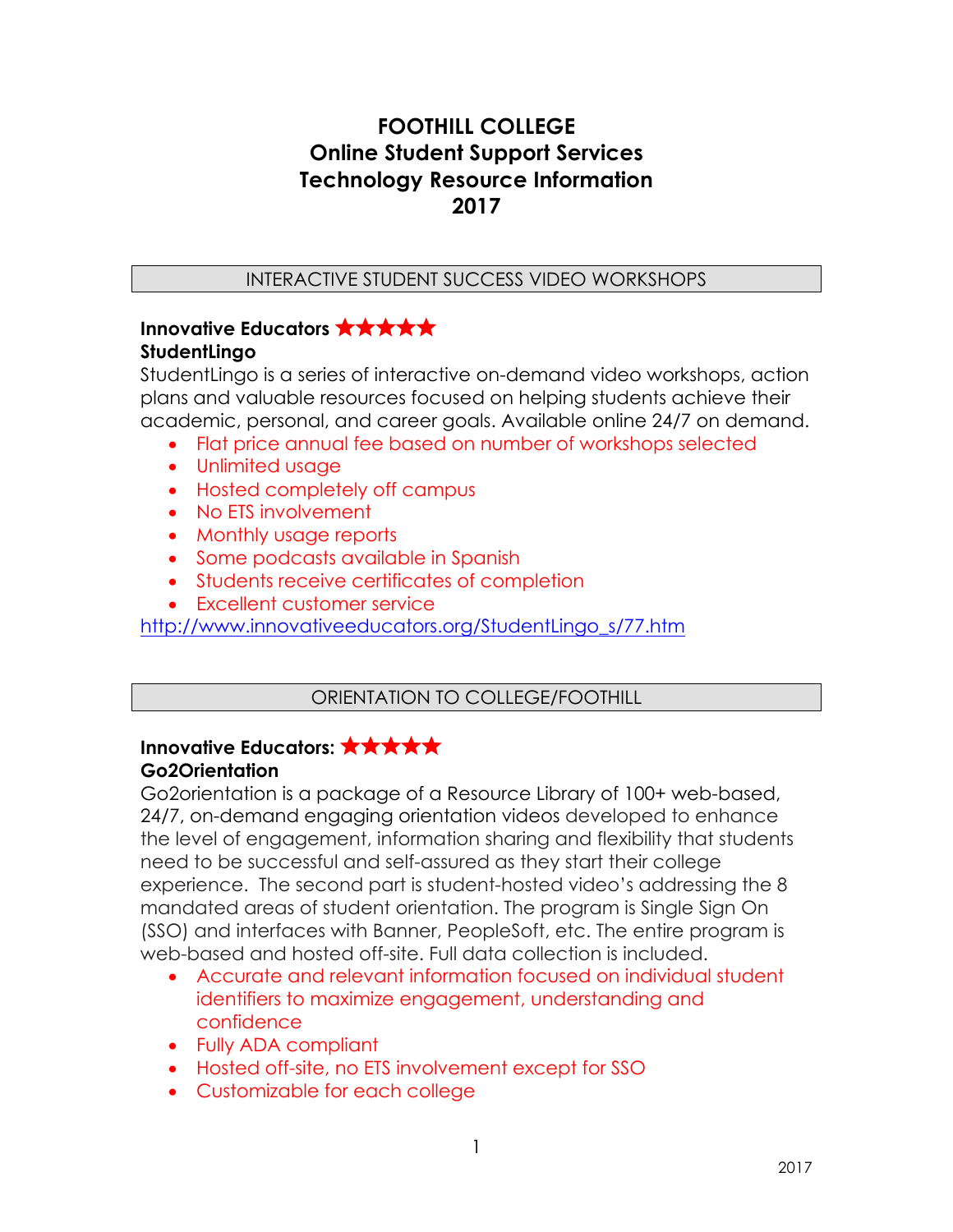# FOOTHILL COLLEGE
# Online Student Support Services
# Technology Resource Information
# 2017

## INTERACTIVE STUDENT SUCCESS VIDEO WORKSHOPS

**Innovative Educators ★★★★★**
**StudentLingo**

StudentLingo is a series of interactive on-demand video workshops, action plans and valuable resources focused on helping students achieve their academic, personal, and career goals. Available online 24/7 on demand.

- Flat price annual fee based on number of workshops selected
- Unlimited usage
- Hosted completely off campus
- No ETS involvement
- Monthly usage reports
- Some podcasts available in Spanish
- Students receive certificates of completion
- Excellent customer service

http://www.innovativeeducators.org/StudentLingo_s/77.htm

## ORIENTATION TO COLLEGE/FOOTHILL

**Innovative Educators: ★★★★★**
**Go2Orientation**

Go2orientation is a package of a Resource Library of 100+ web-based, 24/7, on-demand engaging orientation videos developed to enhance the level of engagement, information sharing and flexibility that students need to be successful and self-assured as they start their college experience. The second part is student-hosted video's addressing the 8 mandated areas of student orientation. The program is Single Sign On (SSO) and interfaces with Banner, PeopleSoft, etc. The entire program is web-based and hosted off-site. Full data collection is included.

- Accurate and relevant information focused on individual student identifiers to maximize engagement, understanding and confidence
- Fully ADA compliant
- Hosted off-site, no ETS involvement except for SSO
- Customizable for each college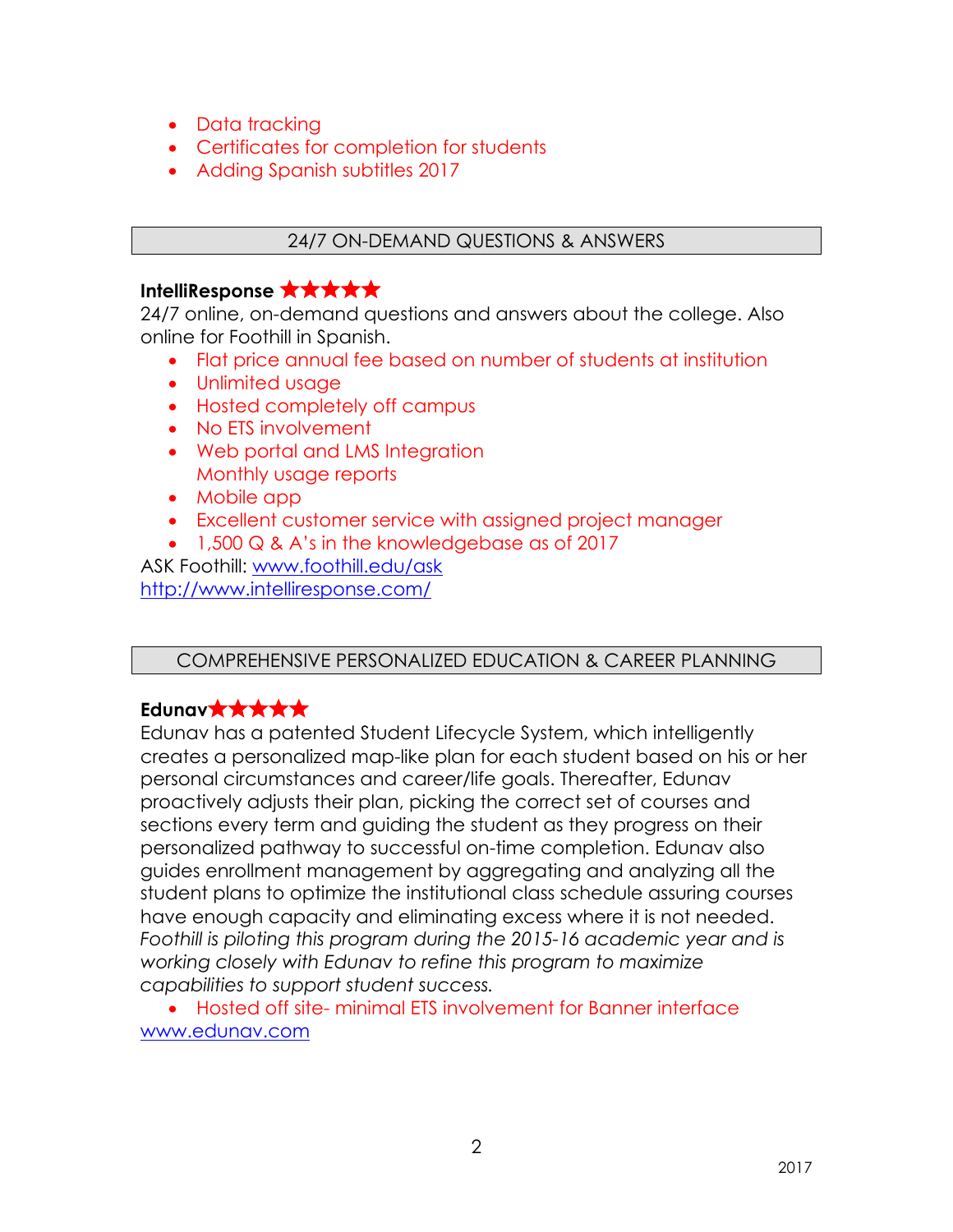- Data tracking
- Certificates for completion for students
- Adding Spanish subtitles 2017

## 24/7 ON-DEMAND QUESTIONS & ANSWERS

**IntelliResponse** ★★★★★

24/7 online, on-demand questions and answers about the college. Also online for Foothill in Spanish.

- Flat price annual fee based on number of students at institution
- Unlimited usage
- Hosted completely off campus
- No ETS involvement
- Web portal and LMS Integration
  Monthly usage reports
- Mobile app
- Excellent customer service with assigned project manager
- 1,500 Q & A's in the knowledgebase as of 2017

ASK Foothill: [www.foothill.edu/ask](www.foothill.edu/ask)
[http://www.intelliresponse.com/](http://www.intelliresponse.com/)

## COMPREHENSIVE PERSONALIZED EDUCATION & CAREER PLANNING

**Edunav**★★★★★

Edunav has a patented Student Lifecycle System, which intelligently creates a personalized map-like plan for each student based on his or her personal circumstances and career/life goals. Thereafter, Edunav proactively adjusts their plan, picking the correct set of courses and sections every term and guiding the student as they progress on their personalized pathway to successful on-time completion. Edunav also guides enrollment management by aggregating and analyzing all the student plans to optimize the institutional class schedule assuring courses have enough capacity and eliminating excess where it is not needed. *Foothill is piloting this program during the 2015-16 academic year and is working closely with Edunav to refine this program to maximize capabilities to support student success.*

- Hosted off site- minimal ETS involvement for Banner interface

[www.edunav.com](www.edunav.com)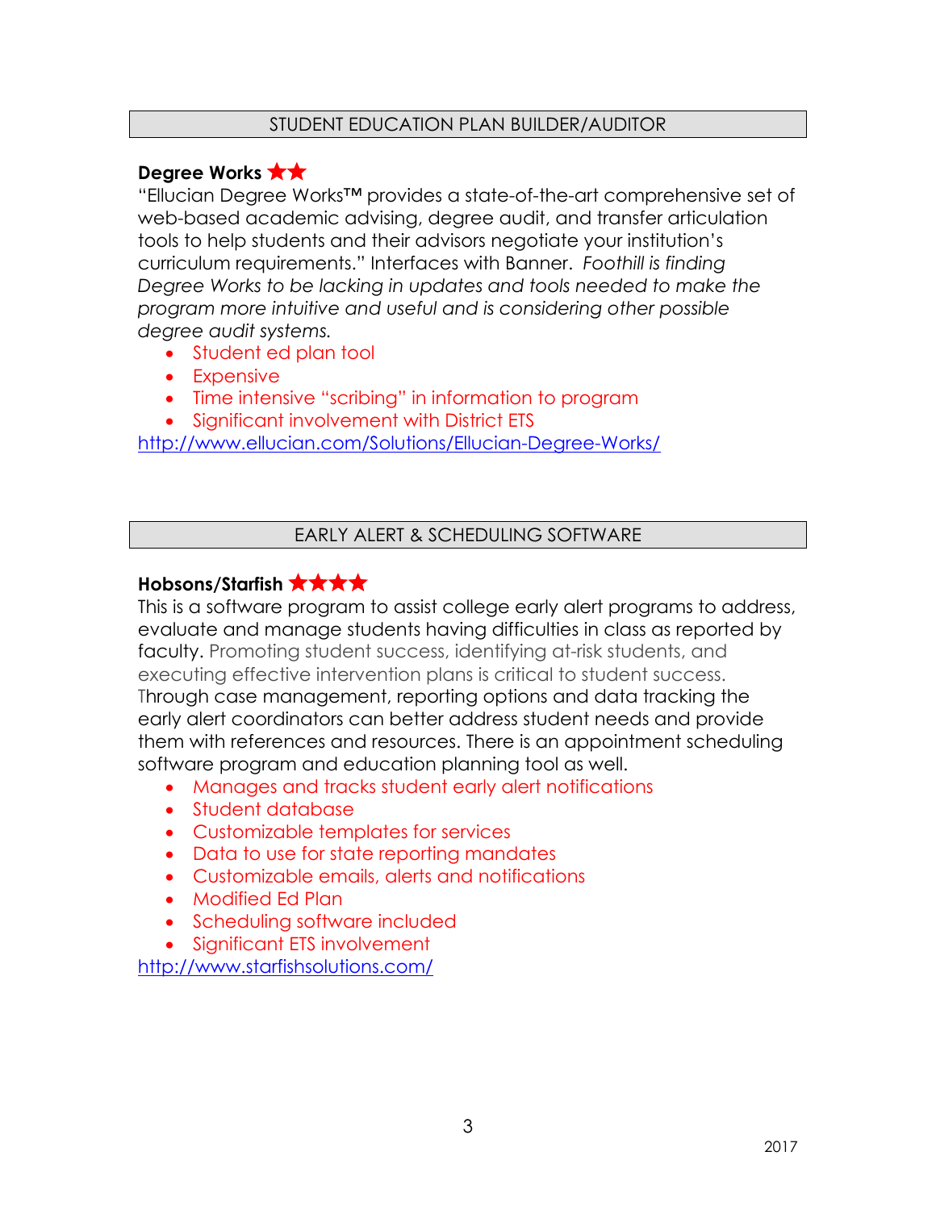## STUDENT EDUCATION PLAN BUILDER/AUDITOR

### Degree Works ★★

"Ellucian Degree Works™ provides a state-of-the-art comprehensive set of web-based academic advising, degree audit, and transfer articulation tools to help students and their advisors negotiate your institution's curriculum requirements." Interfaces with Banner. *Foothill is finding Degree Works to be lacking in updates and tools needed to make the program more intuitive and useful and is considering other possible degree audit systems.*

- Student ed plan tool
- Expensive
- Time intensive "scribing" in information to program
- Significant involvement with District ETS

http://www.ellucian.com/Solutions/Ellucian-Degree-Works/

## EARLY ALERT & SCHEDULING SOFTWARE

### Hobsons/Starfish ★★★★

This is a software program to assist college early alert programs to address, evaluate and manage students having difficulties in class as reported by faculty. Promoting student success, identifying at-risk students, and executing effective intervention plans is critical to student success. Through case management, reporting options and data tracking the early alert coordinators can better address student needs and provide them with references and resources. There is an appointment scheduling software program and education planning tool as well.

- Manages and tracks student early alert notifications
- Student database
- Customizable templates for services
- Data to use for state reporting mandates
- Customizable emails, alerts and notifications
- Modified Ed Plan
- Scheduling software included
- Significant ETS involvement

http://www.starfishsolutions.com/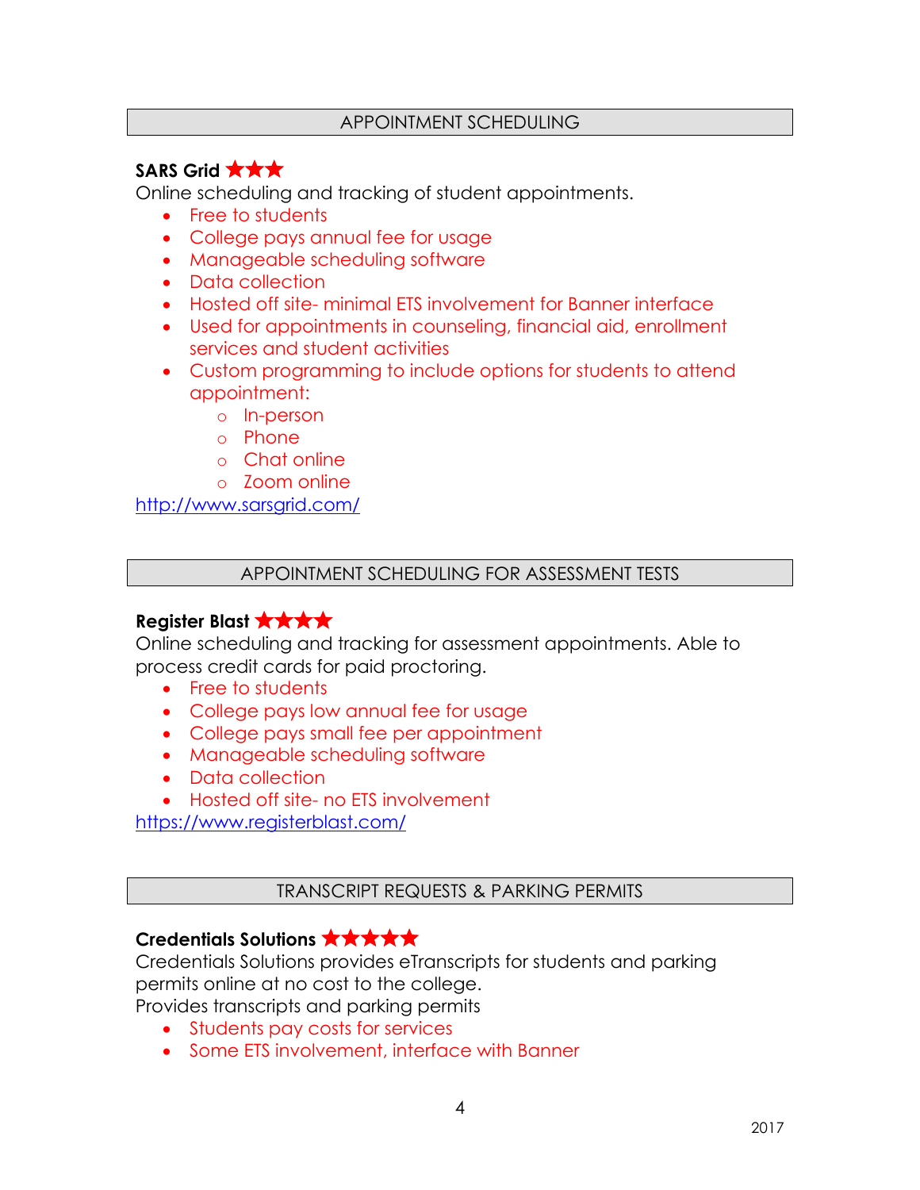## APPOINTMENT SCHEDULING

**SARS Grid** ★★★

Online scheduling and tracking of student appointments.

- Free to students
- College pays annual fee for usage
- Manageable scheduling software
- Data collection
- Hosted off site- minimal ETS involvement for Banner interface
- Used for appointments in counseling, financial aid, enrollment services and student activities
- Custom programming to include options for students to attend appointment:
  - In-person
  - Phone
  - Chat online
  - Zoom online

http://www.sarsgrid.com/

## APPOINTMENT SCHEDULING FOR ASSESSMENT TESTS

**Register Blast** ★★★★

Online scheduling and tracking for assessment appointments. Able to process credit cards for paid proctoring.

- Free to students
- College pays low annual fee for usage
- College pays small fee per appointment
- Manageable scheduling software
- Data collection
- Hosted off site- no ETS involvement

https://www.registerblast.com/

## TRANSCRIPT REQUESTS & PARKING PERMITS

**Credentials Solutions** ★★★★★

Credentials Solutions provides eTranscripts for students and parking permits online at no cost to the college.

Provides transcripts and parking permits

- Students pay costs for services
- Some ETS involvement, interface with Banner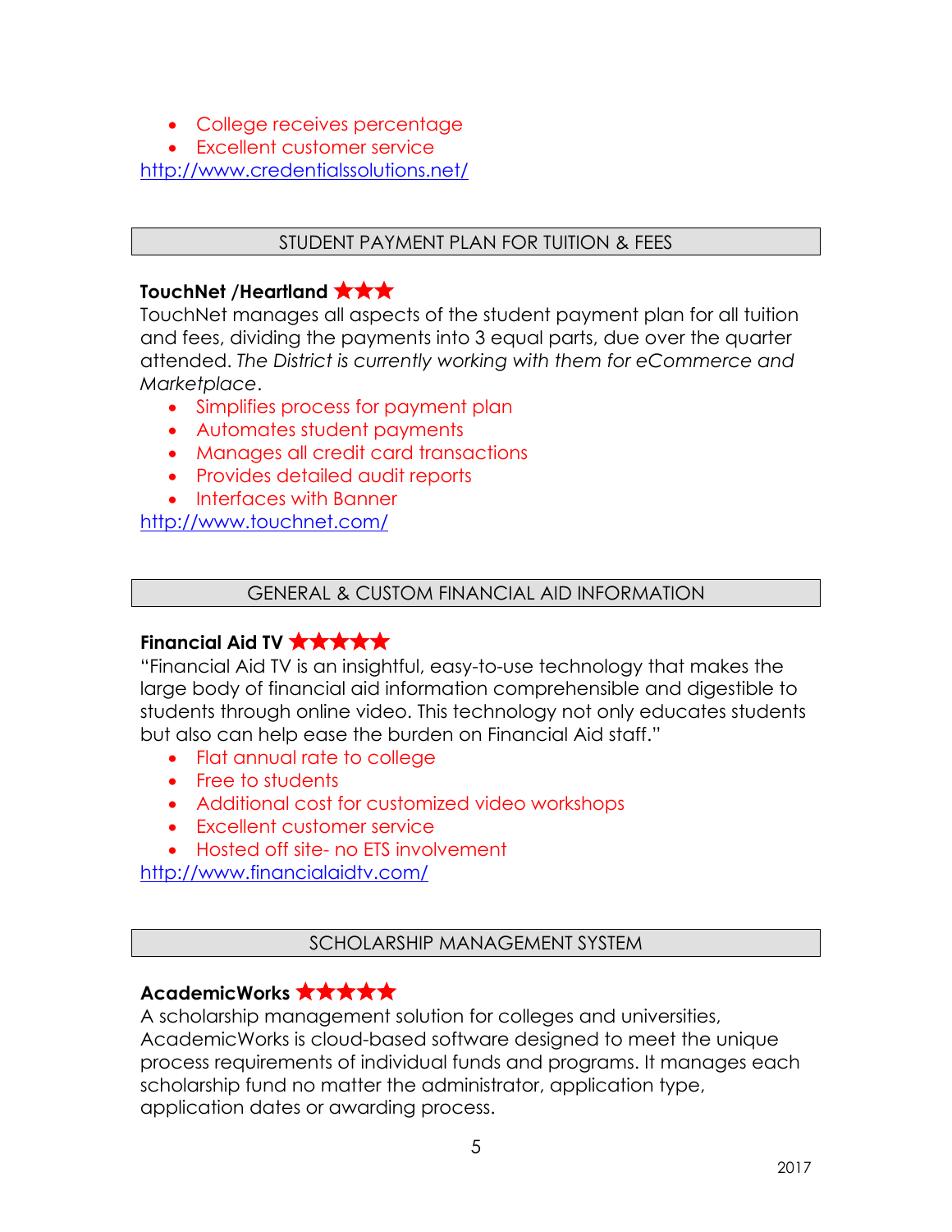- College receives percentage
- Excellent customer service

http://www.credentialssolutions.net/

## STUDENT PAYMENT PLAN FOR TUITION & FEES

**TouchNet /Heartland ★★★**

TouchNet manages all aspects of the student payment plan for all tuition and fees, dividing the payments into 3 equal parts, due over the quarter attended. *The District is currently working with them for eCommerce and Marketplace*.

- Simplifies process for payment plan
- Automates student payments
- Manages all credit card transactions
- Provides detailed audit reports
- Interfaces with Banner

http://www.touchnet.com/

## GENERAL & CUSTOM FINANCIAL AID INFORMATION

**Financial Aid TV ★★★★★**

"Financial Aid TV is an insightful, easy-to-use technology that makes the large body of financial aid information comprehensible and digestible to students through online video. This technology not only educates students but also can help ease the burden on Financial Aid staff."

- Flat annual rate to college
- Free to students
- Additional cost for customized video workshops
- Excellent customer service
- Hosted off site- no ETS involvement

http://www.financialaidtv.com/

## SCHOLARSHIP MANAGEMENT SYSTEM

**AcademicWorks ★★★★★**

A scholarship management solution for colleges and universities, AcademicWorks is cloud-based software designed to meet the unique process requirements of individual funds and programs. It manages each scholarship fund no matter the administrator, application type, application dates or awarding process.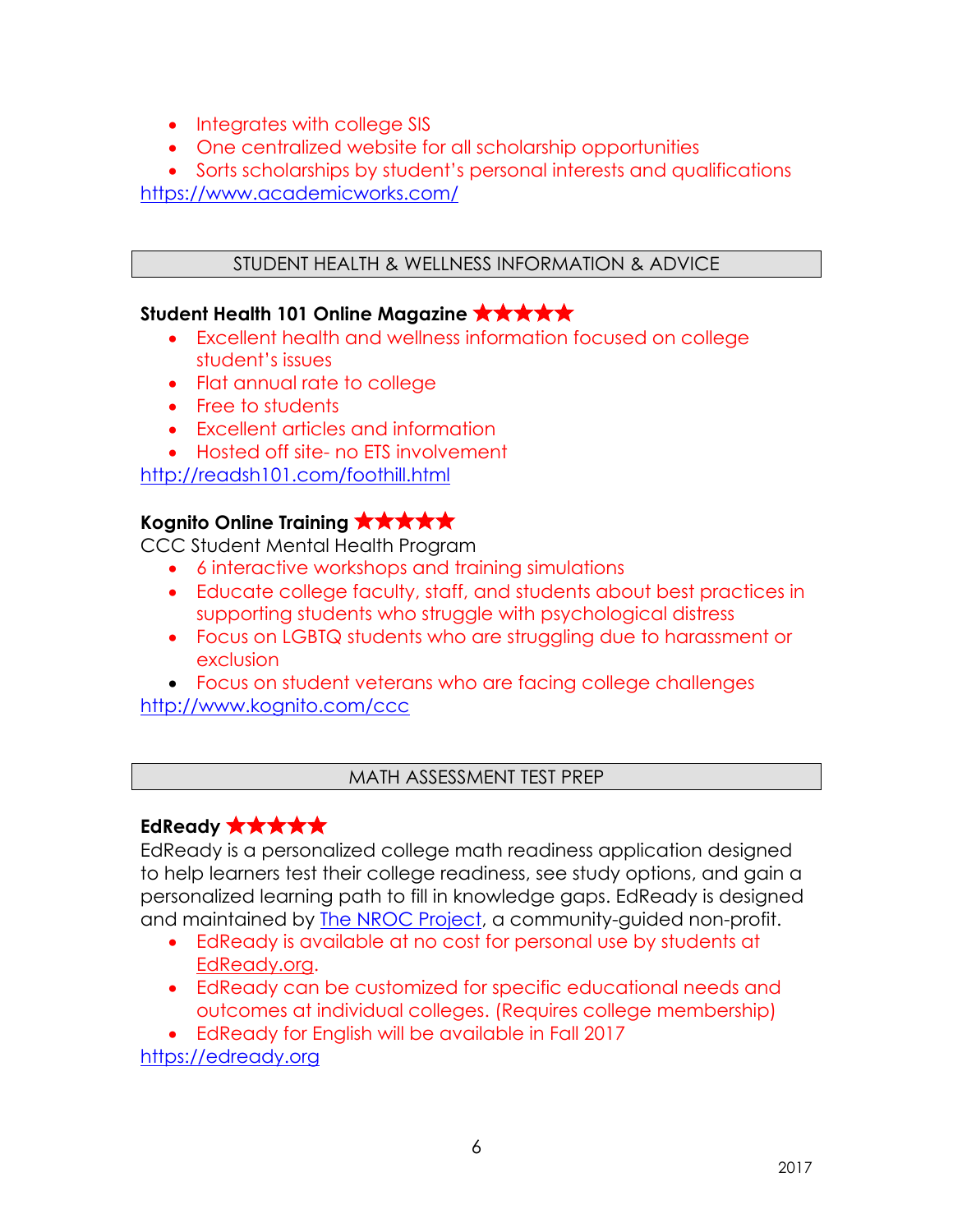- Integrates with college SIS
- One centralized website for all scholarship opportunities
- Sorts scholarships by student's personal interests and qualifications

https://www.academicworks.com/

## STUDENT HEALTH & WELLNESS INFORMATION & ADVICE

### Student Health 101 Online Magazine ★★★★★

- Excellent health and wellness information focused on college student's issues
- Flat annual rate to college
- Free to students
- Excellent articles and information
- Hosted off site- no ETS involvement

http://readsh101.com/foothill.html

### Kognito Online Training ★★★★★

CCC Student Mental Health Program

- 6 interactive workshops and training simulations
- Educate college faculty, staff, and students about best practices in supporting students who struggle with psychological distress
- Focus on LGBTQ students who are struggling due to harassment or exclusion
- Focus on student veterans who are facing college challenges

http://www.kognito.com/ccc

## MATH ASSESSMENT TEST PREP

### EdReady ★★★★★

EdReady is a personalized college math readiness application designed to help learners test their college readiness, see study options, and gain a personalized learning path to fill in knowledge gaps. EdReady is designed and maintained by The NROC Project, a community-guided non-profit.

- EdReady is available at no cost for personal use by students at EdReady.org.
- EdReady can be customized for specific educational needs and outcomes at individual colleges. (Requires college membership)
- EdReady for English will be available in Fall 2017

https://edready.org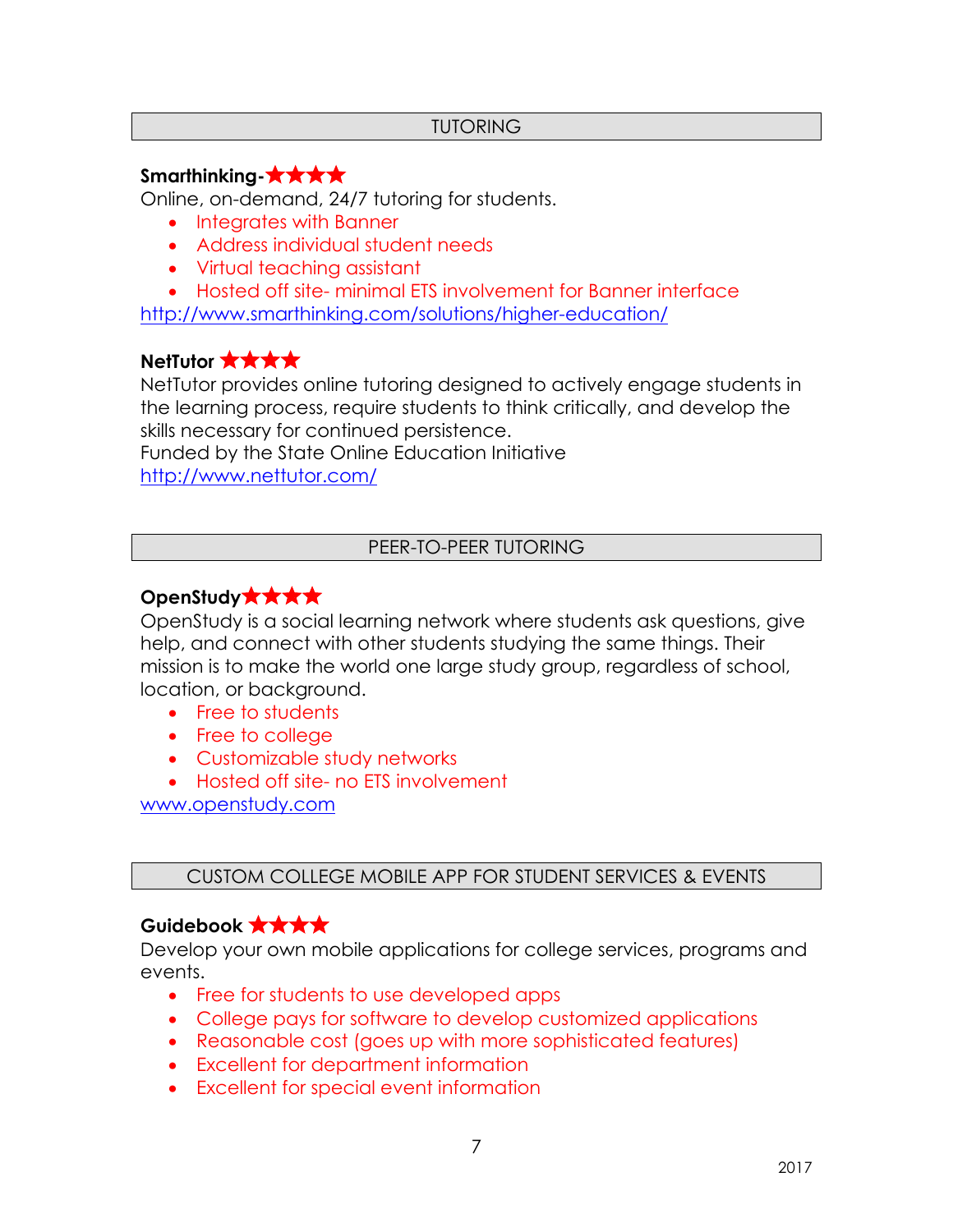## TUTORING

### Smarthinking-★★★★

Online, on-demand, 24/7 tutoring for students.

- Integrates with Banner
- Address individual student needs
- Virtual teaching assistant
- Hosted off site- minimal ETS involvement for Banner interface

http://www.smarthinking.com/solutions/higher-education/

### NetTutor ★★★★

NetTutor provides online tutoring designed to actively engage students in the learning process, require students to think critically, and develop the skills necessary for continued persistence.
Funded by the State Online Education Initiative
http://www.nettutor.com/

## PEER-TO-PEER TUTORING

### OpenStudy★★★★

OpenStudy is a social learning network where students ask questions, give help, and connect with other students studying the same things. Their mission is to make the world one large study group, regardless of school, location, or background.

- Free to students
- Free to college
- Customizable study networks
- Hosted off site- no ETS involvement

www.openstudy.com

## CUSTOM COLLEGE MOBILE APP FOR STUDENT SERVICES & EVENTS

### Guidebook ★★★★

Develop your own mobile applications for college services, programs and events.

- Free for students to use developed apps
- College pays for software to develop customized applications
- Reasonable cost (goes up with more sophisticated features)
- Excellent for department information
- Excellent for special event information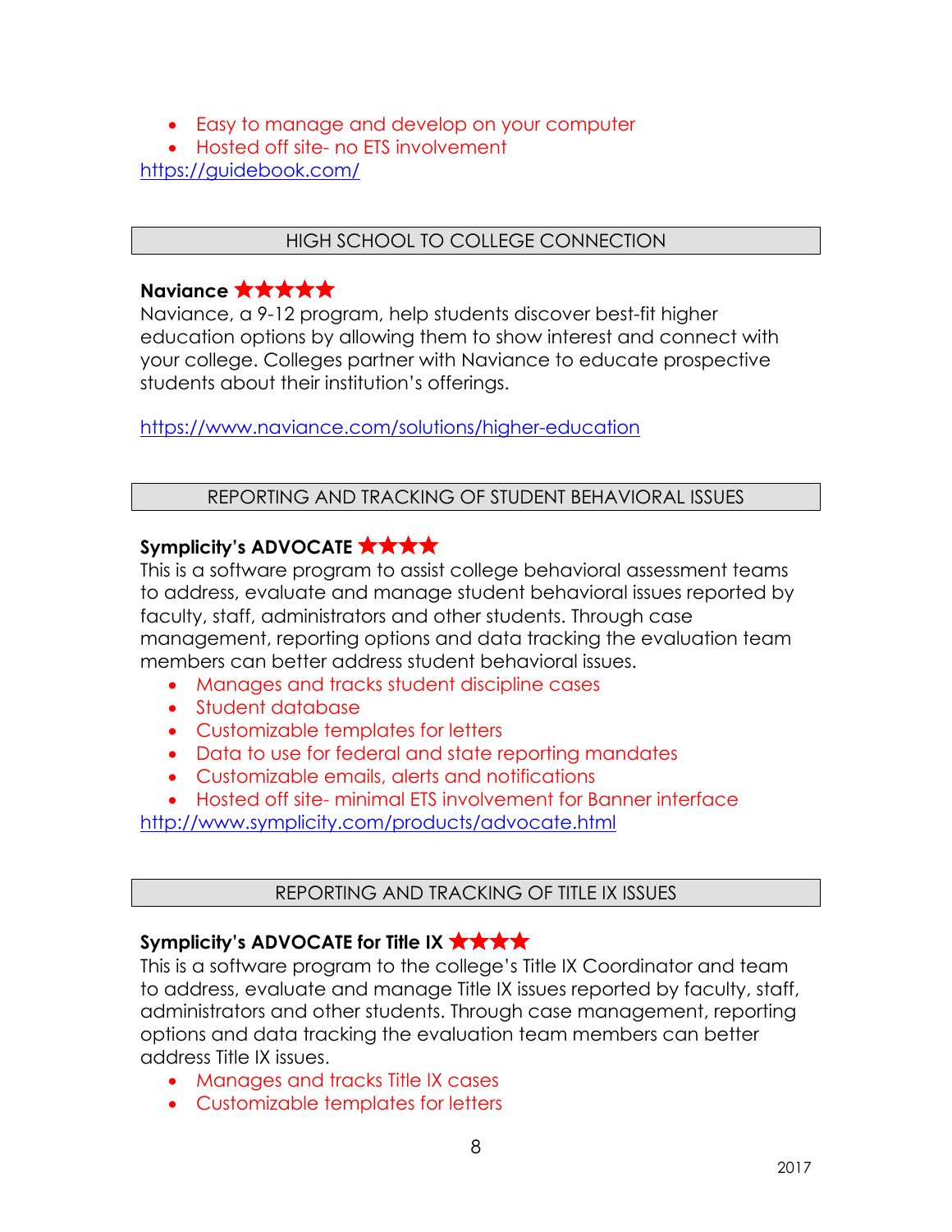- Easy to manage and develop on your computer
- Hosted off site- no ETS involvement

https://guidebook.com/

## HIGH SCHOOL TO COLLEGE CONNECTION

**Naviance ★★★★★**

Naviance, a 9-12 program, help students discover best-fit higher education options by allowing them to show interest and connect with your college. Colleges partner with Naviance to educate prospective students about their institution's offerings.

https://www.naviance.com/solutions/higher-education

## REPORTING AND TRACKING OF STUDENT BEHAVIORAL ISSUES

**Symplicity's ADVOCATE ★★★★**

This is a software program to assist college behavioral assessment teams to address, evaluate and manage student behavioral issues reported by faculty, staff, administrators and other students. Through case management, reporting options and data tracking the evaluation team members can better address student behavioral issues.

- Manages and tracks student discipline cases
- Student database
- Customizable templates for letters
- Data to use for federal and state reporting mandates
- Customizable emails, alerts and notifications
- Hosted off site- minimal ETS involvement for Banner interface

http://www.symplicity.com/products/advocate.html

## REPORTING AND TRACKING OF TITLE IX ISSUES

**Symplicity's ADVOCATE for Title IX ★★★★**

This is a software program to the college's Title IX Coordinator and team to address, evaluate and manage Title IX issues reported by faculty, staff, administrators and other students. Through case management, reporting options and data tracking the evaluation team members can better address Title IX issues.

- Manages and tracks Title IX cases
- Customizable templates for letters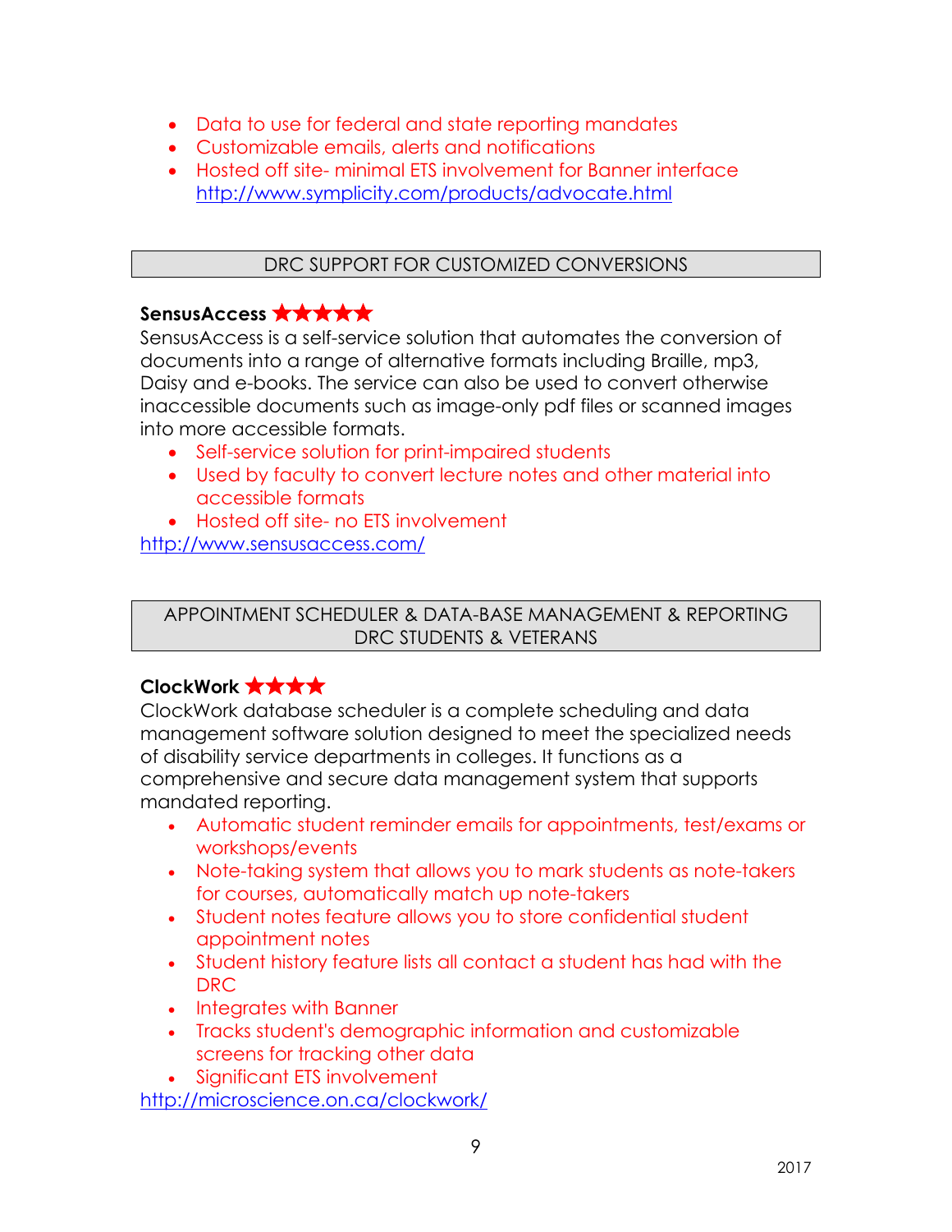- Data to use for federal and state reporting mandates
- Customizable emails, alerts and notifications
- Hosted off site- minimal ETS involvement for Banner interface
  http://www.symplicity.com/products/advocate.html

## DRC SUPPORT FOR CUSTOMIZED CONVERSIONS

**SensusAccess** ★★★★★

SensusAccess is a self-service solution that automates the conversion of documents into a range of alternative formats including Braille, mp3, Daisy and e-books. The service can also be used to convert otherwise inaccessible documents such as image-only pdf files or scanned images into more accessible formats.

- Self-service solution for print-impaired students
- Used by faculty to convert lecture notes and other material into accessible formats
- Hosted off site- no ETS involvement

http://www.sensusaccess.com/

## APPOINTMENT SCHEDULER & DATA-BASE MANAGEMENT & REPORTING DRC STUDENTS & VETERANS

**ClockWork** ★★★★

ClockWork database scheduler is a complete scheduling and data management software solution designed to meet the specialized needs of disability service departments in colleges. It functions as a comprehensive and secure data management system that supports mandated reporting.

- Automatic student reminder emails for appointments, test/exams or workshops/events
- Note-taking system that allows you to mark students as note-takers for courses, automatically match up note-takers
- Student notes feature allows you to store confidential student appointment notes
- Student history feature lists all contact a student has had with the DRC
- Integrates with Banner
- Tracks student's demographic information and customizable screens for tracking other data
- Significant ETS involvement

http://microscience.on.ca/clockwork/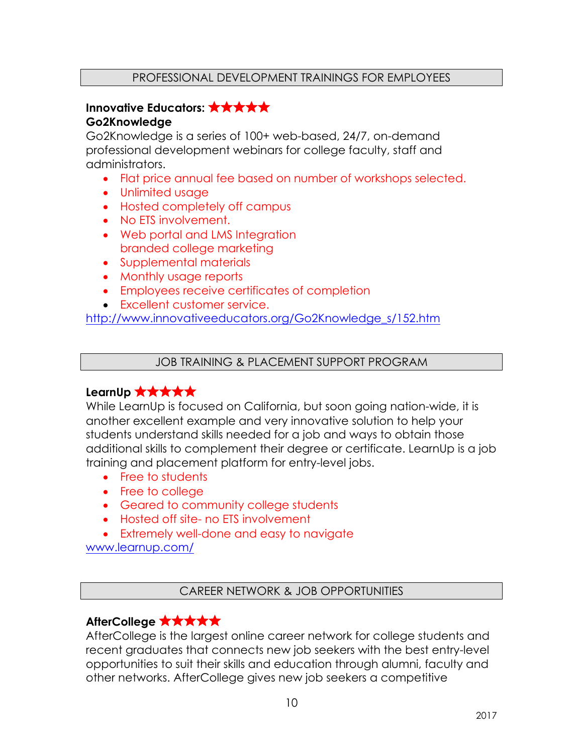## PROFESSIONAL DEVELOPMENT TRAININGS FOR EMPLOYEES

**Innovative Educators:** ★★★★★
**Go2Knowledge**

Go2Knowledge is a series of 100+ web-based, 24/7, on-demand professional development webinars for college faculty, staff and administrators.

- Flat price annual fee based on number of workshops selected.
- Unlimited usage
- Hosted completely off campus
- No ETS involvement.
- Web portal and LMS Integration branded college marketing
- Supplemental materials
- Monthly usage reports
- Employees receive certificates of completion
- Excellent customer service.

http://www.innovativeeducators.org/Go2Knowledge_s/152.htm

## JOB TRAINING & PLACEMENT SUPPORT PROGRAM

**LearnUp** ★★★★★

While LearnUp is focused on California, but soon going nation-wide, it is another excellent example and very innovative solution to help your students understand skills needed for a job and ways to obtain those additional skills to complement their degree or certificate. LearnUp is a job training and placement platform for entry-level jobs.

- Free to students
- Free to college
- Geared to community college students
- Hosted off site- no ETS involvement
- Extremely well-done and easy to navigate

www.learnup.com/

## CAREER NETWORK & JOB OPPORTUNITIES

**AfterCollege** ★★★★★

AfterCollege is the largest online career network for college students and recent graduates that connects new job seekers with the best entry-level opportunities to suit their skills and education through alumni, faculty and other networks. AfterCollege gives new job seekers a competitive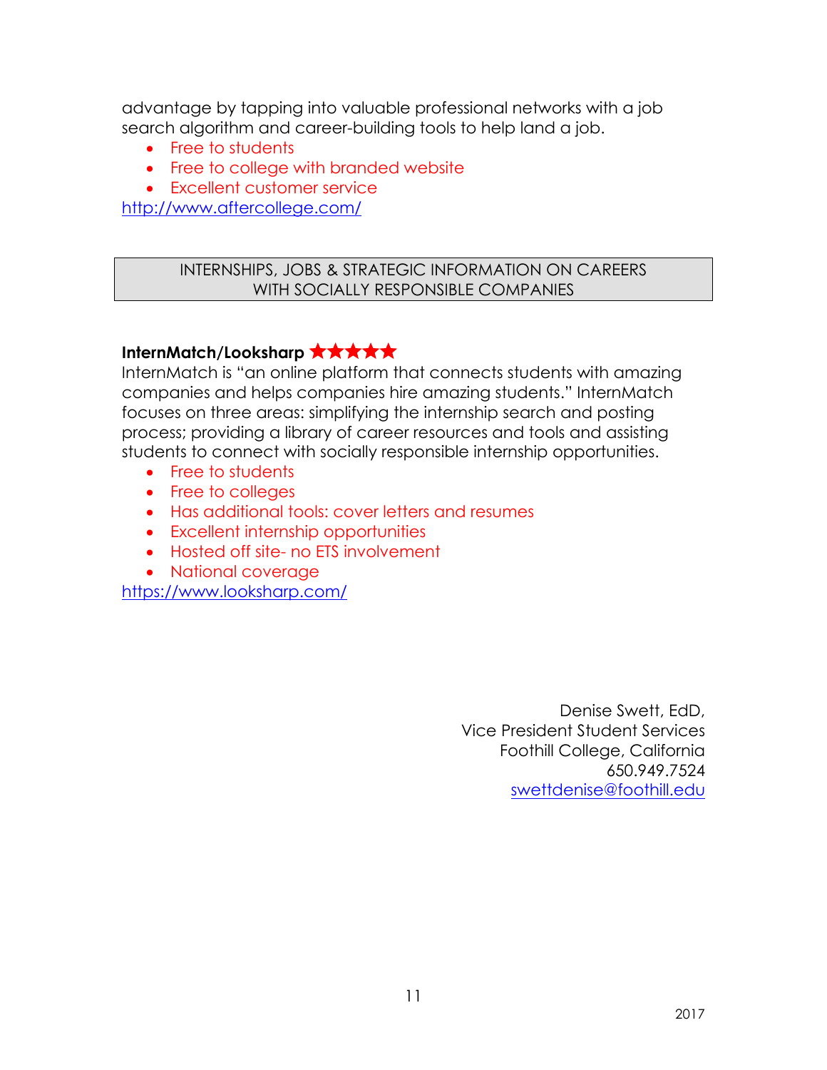advantage by tapping into valuable professional networks with a job search algorithm and career-building tools to help land a job.

- Free to students
- Free to college with branded website
- Excellent customer service

http://www.aftercollege.com/

## INTERNSHIPS, JOBS & STRATEGIC INFORMATION ON CAREERS WITH SOCIALLY RESPONSIBLE COMPANIES

**InternMatch/Looksharp** ★★★★★

InternMatch is "an online platform that connects students with amazing companies and helps companies hire amazing students." InternMatch focuses on three areas: simplifying the internship search and posting process; providing a library of career resources and tools and assisting students to connect with socially responsible internship opportunities.

- Free to students
- Free to colleges
- Has additional tools: cover letters and resumes
- Excellent internship opportunities
- Hosted off site- no ETS involvement
- National coverage

https://www.looksharp.com/

Denise Swett, EdD,
Vice President Student Services
Foothill College, California
650.949.7524
swettdenise@foothill.edu

2017